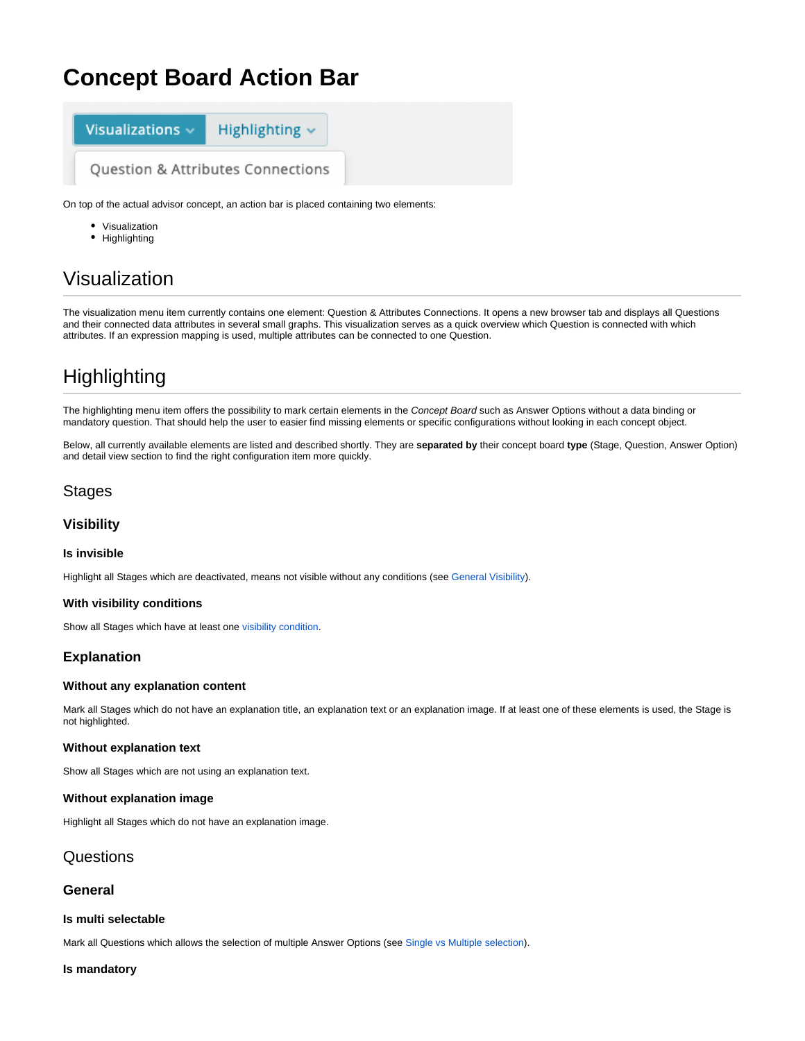# Concept Board Action Bar

On top of the actual advisor concept, an action bar is placed containing two elements:

- Visualization
- Highlighting

## Visualization

The visualization menu item currently contains one element: Question & Attributes Connections. It opens a new browser tab and displays all Questions and their connected data attributes in several small graphs. This visualization serves as a quick overview which Question is connected with which attributes. If an expression mapping is used, multiple attributes can be connected to one Question.

## Highlighting

The highlighting menu item offers the possibility to mark certain elements in the *Concept Board* such as Answer Options without a data binding or mandatory question. That should help the user to easier find missing elements or specific configurations without looking in each concept object.

Below, all currently available elements are listed and described shortly. They are **separated by** their concept board **type** (Stage, Question, Answer Option) and detail view section to find the right configuration item more quickly.

### Stages

#### Visibility

##### Is invisible

Highlight all Stages which are deactivated, means not visible without any conditions (see General Visibility).

##### With visibility conditions

Show all Stages which have at least one visibility condition.

#### Explanation

##### Without any explanation content

Mark all Stages which do not have an explanation title, an explanation text or an explanation image. If at least one of these elements is used, the Stage is not highlighted.

##### Without explanation text

Show all Stages which are not using an explanation text.

##### Without explanation image

Highlight all Stages which do not have an explanation image.

### Questions

#### General

##### Is multi selectable

Mark all Questions which allows the selection of multiple Answer Options (see Single vs Multiple selection).

##### Is mandatory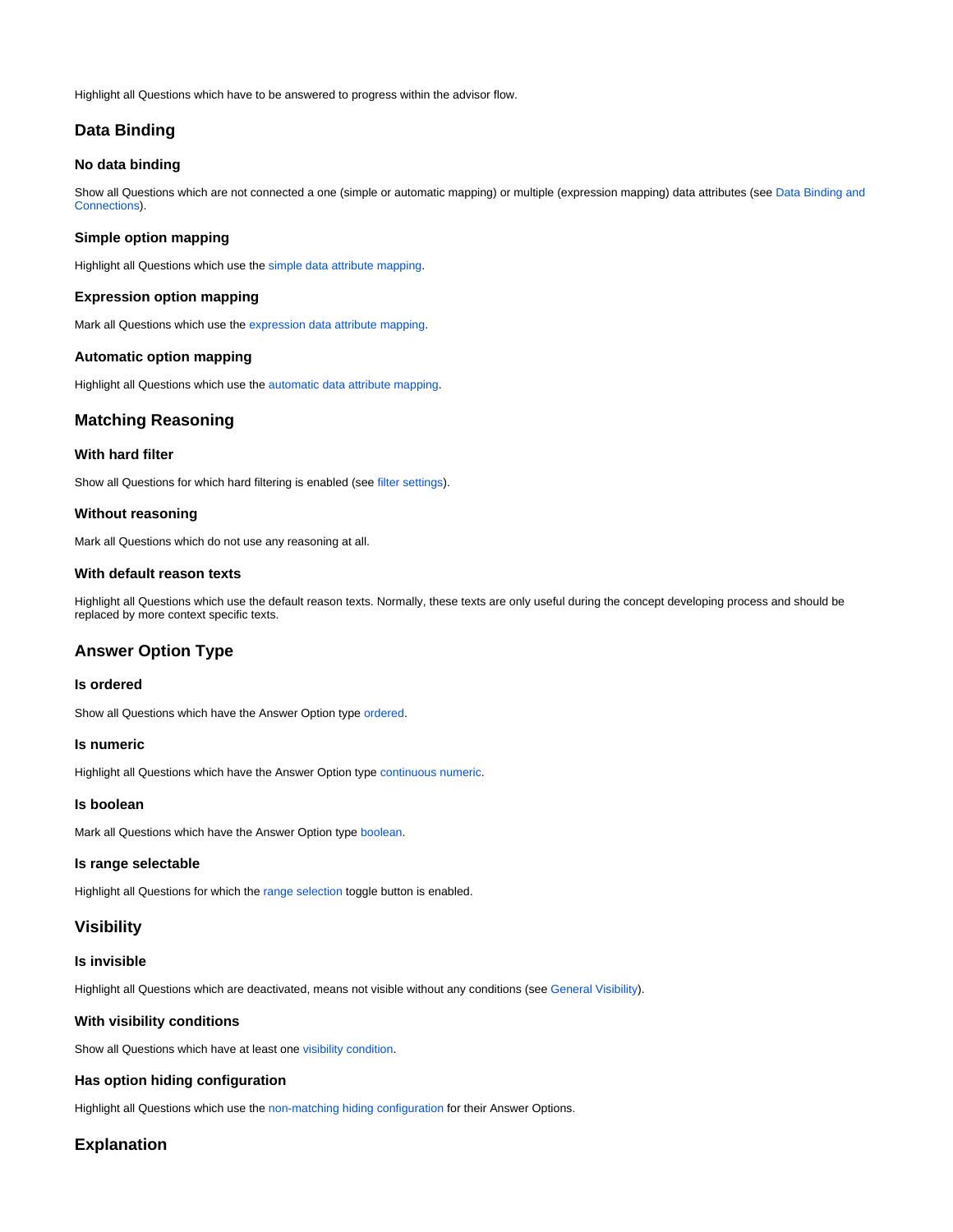Highlight all Questions which have to be answered to progress within the advisor flow.

## Data Binding

### No data binding

Show all Questions which are not connected a one (simple or automatic mapping) or multiple (expression mapping) data attributes (see Data Binding and Connections).

### Simple option mapping

Highlight all Questions which use the simple data attribute mapping.

### Expression option mapping

Mark all Questions which use the expression data attribute mapping.

### Automatic option mapping

Highlight all Questions which use the automatic data attribute mapping.

## Matching Reasoning

### With hard filter

Show all Questions for which hard filtering is enabled (see filter settings).

### Without reasoning

Mark all Questions which do not use any reasoning at all.

### With default reason texts

Highlight all Questions which use the default reason texts. Normally, these texts are only useful during the concept developing process and should be replaced by more context specific texts.

## Answer Option Type

### Is ordered

Show all Questions which have the Answer Option type ordered.

### Is numeric

Highlight all Questions which have the Answer Option type continuous numeric.

### Is boolean

Mark all Questions which have the Answer Option type boolean.

### Is range selectable

Highlight all Questions for which the range selection toggle button is enabled.

## Visibility

### Is invisible

Highlight all Questions which are deactivated, means not visible without any conditions (see General Visibility).

### With visibility conditions

Show all Questions which have at least one visibility condition.

### Has option hiding configuration

Highlight all Questions which use the non-matching hiding configuration for their Answer Options.

## Explanation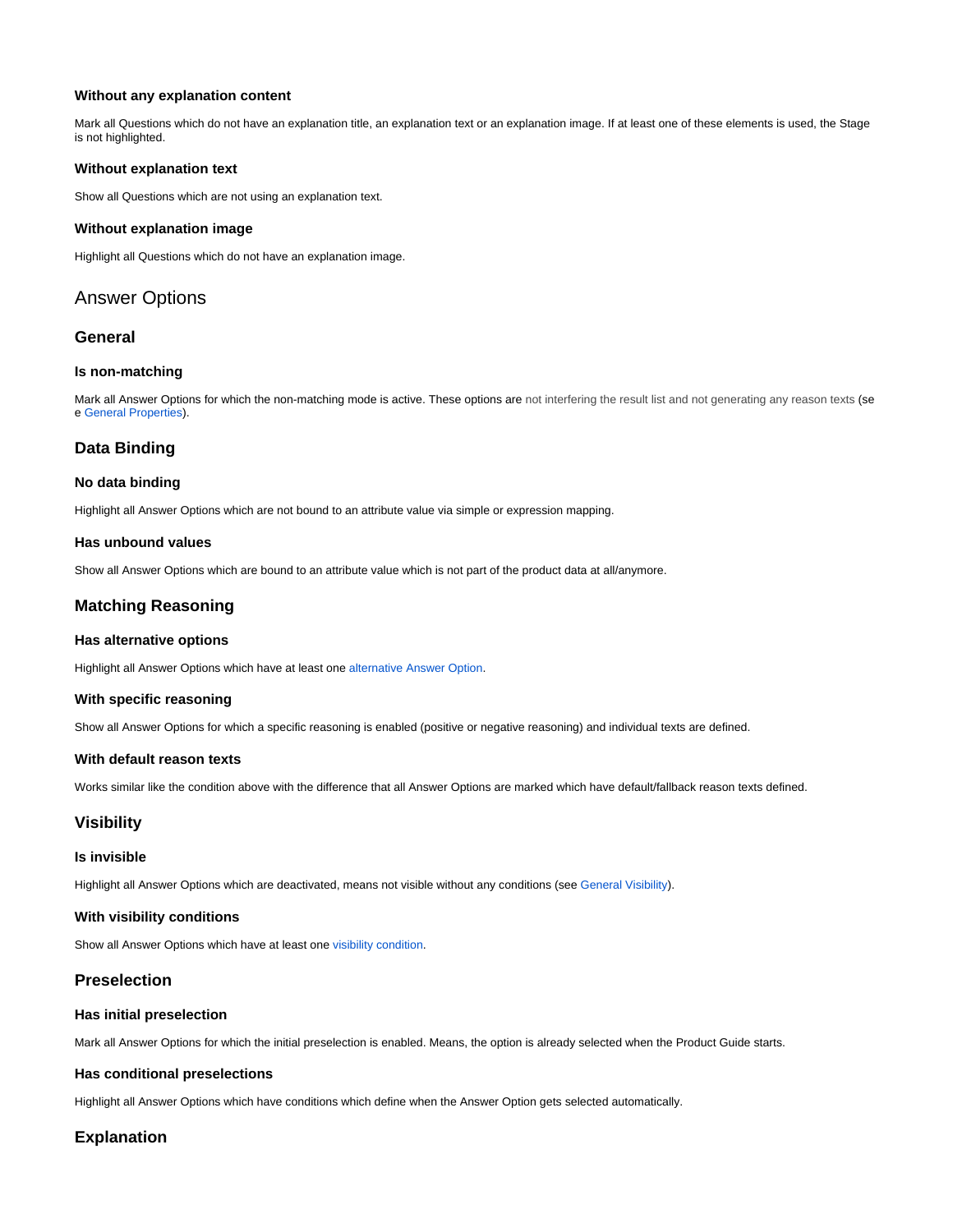#### Without any explanation content

Mark all Questions which do not have an explanation title, an explanation text or an explanation image. If at least one of these elements is used, the Stage is not highlighted.

#### Without explanation text

Show all Questions which are not using an explanation text.

#### Without explanation image

Highlight all Questions which do not have an explanation image.

## Answer Options

### General

#### Is non-matching

Mark all Answer Options for which the non-matching mode is active. These options are not interfering the result list and not generating any reason texts (see General Properties).

### Data Binding

#### No data binding

Highlight all Answer Options which are not bound to an attribute value via simple or expression mapping.

#### Has unbound values

Show all Answer Options which are bound to an attribute value which is not part of the product data at all/anymore.

### Matching Reasoning

#### Has alternative options

Highlight all Answer Options which have at least one alternative Answer Option.

#### With specific reasoning

Show all Answer Options for which a specific reasoning is enabled (positive or negative reasoning) and individual texts are defined.

#### With default reason texts

Works similar like the condition above with the difference that all Answer Options are marked which have default/fallback reason texts defined.

### Visibility

#### Is invisible

Highlight all Answer Options which are deactivated, means not visible without any conditions (see General Visibility).

#### With visibility conditions

Show all Answer Options which have at least one visibility condition.

### Preselection

#### Has initial preselection

Mark all Answer Options for which the initial preselection is enabled. Means, the option is already selected when the Product Guide starts.

#### Has conditional preselections

Highlight all Answer Options which have conditions which define when the Answer Option gets selected automatically.

### Explanation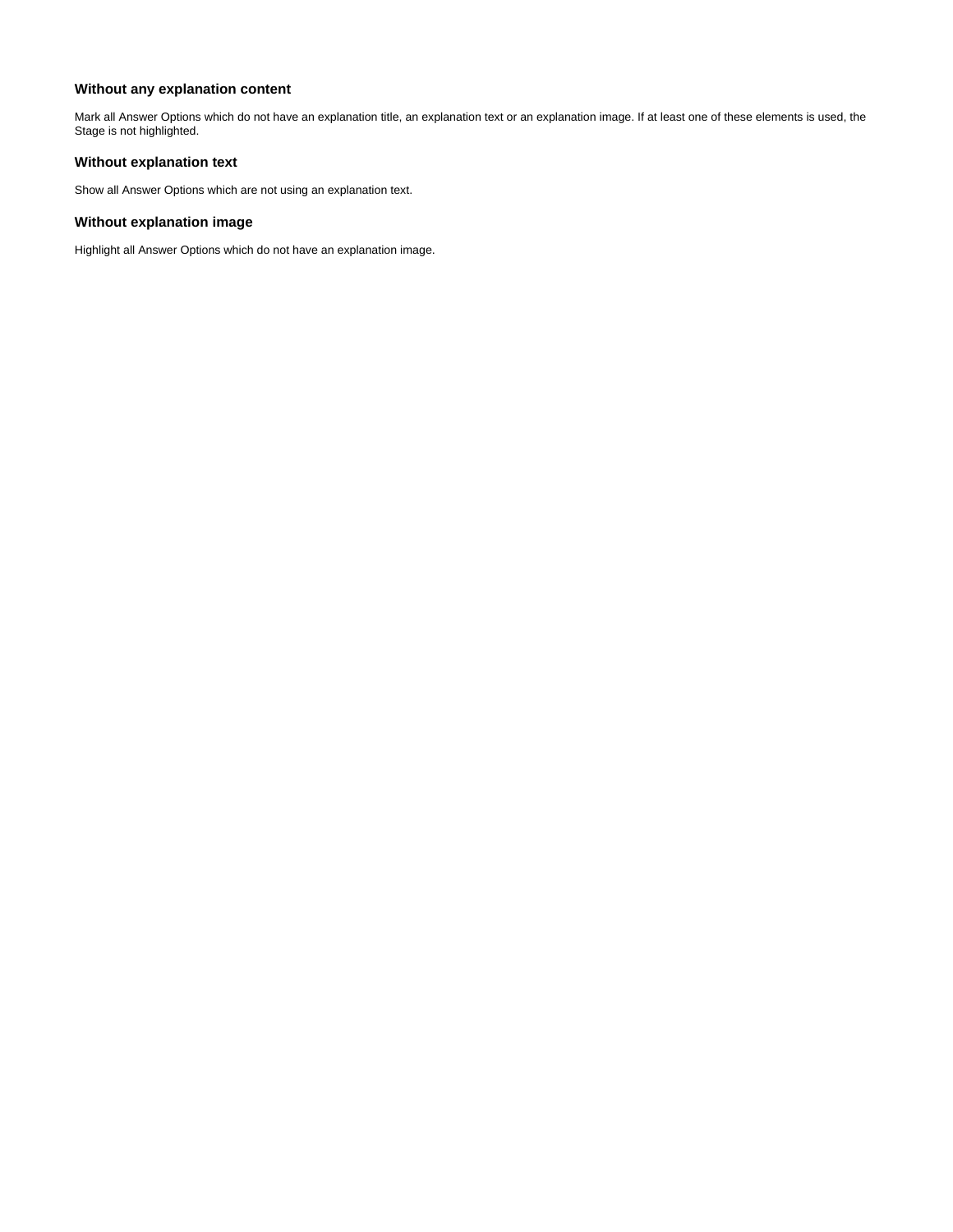### Without any explanation content

Mark all Answer Options which do not have an explanation title, an explanation text or an explanation image. If at least one of these elements is used, the Stage is not highlighted.

### Without explanation text

Show all Answer Options which are not using an explanation text.

### Without explanation image

Highlight all Answer Options which do not have an explanation image.